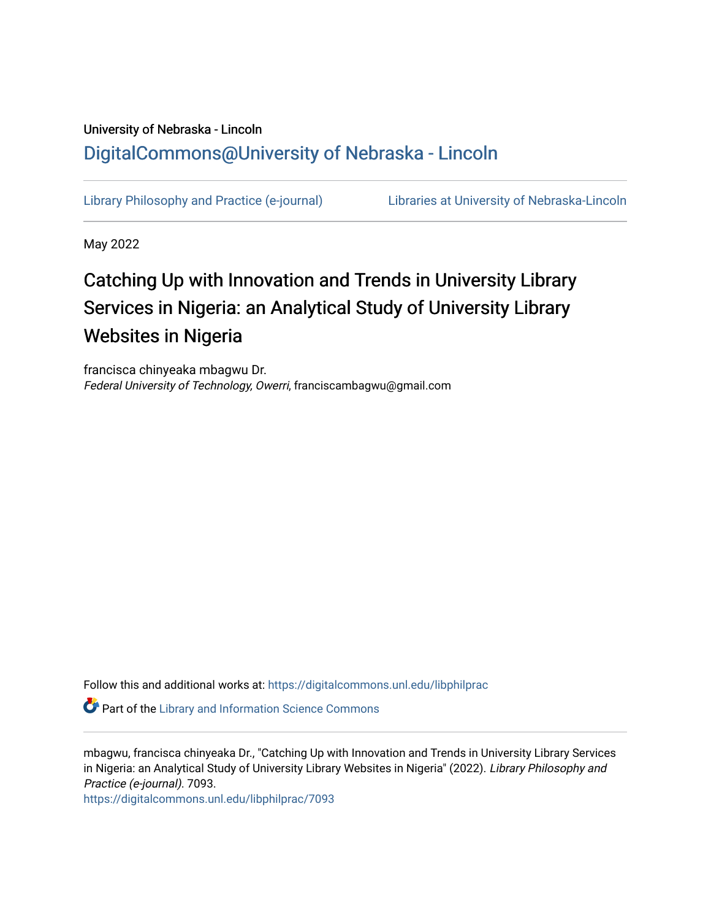University of Nebraska - Lincoln

## DigitalCommons@University of Nebraska - Lincoln

Library Philosophy and Practice (e-journal)

Libraries at University of Nebraska-Lincoln

May 2022

# Catching Up with Innovation and Trends in University Library Services in Nigeria: an Analytical Study of University Library Websites in Nigeria

francisca chinyeaka mbagwu Dr.
*Federal University of Technology, Owerri*, franciscambagwu@gmail.com

Follow this and additional works at: https://digitalcommons.unl.edu/libphilprac

Part of the Library and Information Science Commons

mbagwu, francisca chinyeaka Dr., "Catching Up with Innovation and Trends in University Library Services in Nigeria: an Analytical Study of University Library Websites in Nigeria" (2022). *Library Philosophy and Practice (e-journal)*. 7093.
https://digitalcommons.unl.edu/libphilprac/7093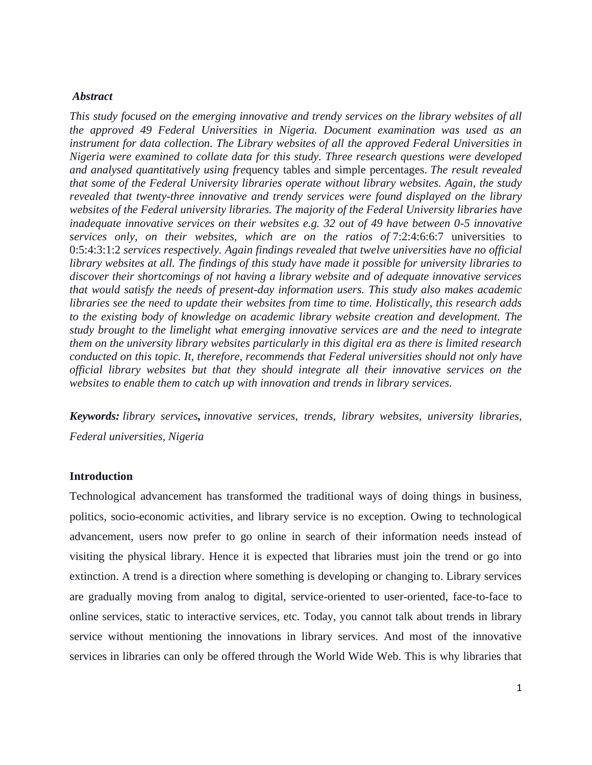***Abstract***

*This study focused on the emerging innovative and trendy services on the library websites of all the approved 49 Federal Universities in Nigeria. Document examination was used as an instrument for data collection. The Library websites of all the approved Federal Universities in Nigeria were examined to collate data for this study. Three research questions were developed and analysed quantitatively using fre*quency tables and simple percentages. *The result revealed that some of the Federal University libraries operate without library websites. Again, the study revealed that twenty-three innovative and trendy services were found displayed on the library websites of the Federal university libraries. The majority of the Federal University libraries have inadequate innovative services on their websites e.g. 32 out of 49 have between 0-5 innovative services only, on their websites, which are on the ratios of* 7:2:4:6:6:7 universities to 0:5:4:3:1:2 *services respectively. Again findings revealed that twelve universities have no official library websites at all. The findings of this study have made it possible for university libraries to discover their shortcomings of not having a library website and of adequate innovative services that would satisfy the needs of present-day information users. This study also makes academic libraries see the need to update their websites from time to time. Holistically, this research adds to the existing body of knowledge on academic library website creation and development. The study brought to the limelight what emerging innovative services are and the need to integrate them on the university library websites particularly in this digital era as there is limited research conducted on this topic. It, therefore, recommends that Federal universities should not only have official library websites but that they should integrate all their innovative services on the websites to enable them to catch up with innovation and trends in library services.*

***Keywords:*** *library services**,** innovative services, trends, library websites, university libraries, Federal universities, Nigeria*

**Introduction**

Technological advancement has transformed the traditional ways of doing things in business, politics, socio-economic activities, and library service is no exception. Owing to technological advancement, users now prefer to go online in search of their information needs instead of visiting the physical library. Hence it is expected that libraries must join the trend or go into extinction. A trend is a direction where something is developing or changing to. Library services are gradually moving from analog to digital, service-oriented to user-oriented, face-to-face to online services, static to interactive services, etc. Today, you cannot talk about trends in library service without mentioning the innovations in library services. And most of the innovative services in libraries can only be offered through the World Wide Web. This is why libraries that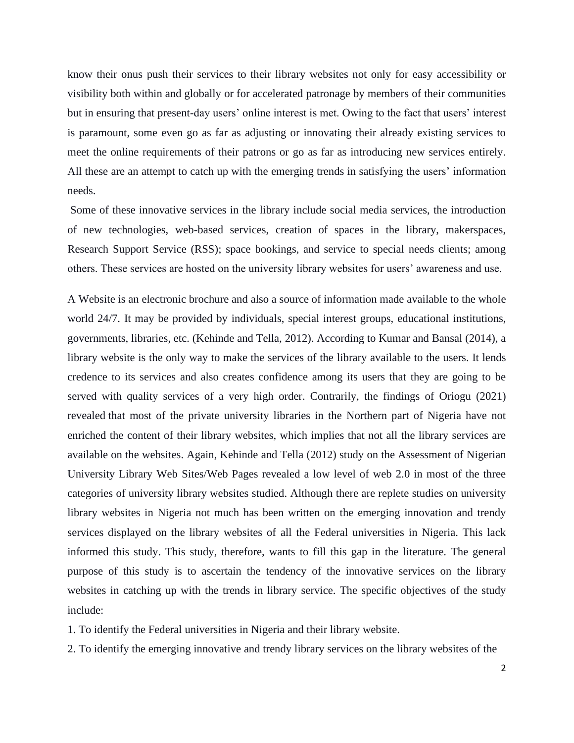know their onus push their services to their library websites not only for easy accessibility or visibility both within and globally or for accelerated patronage by members of their communities but in ensuring that present-day users' online interest is met. Owing to the fact that users' interest is paramount, some even go as far as adjusting or innovating their already existing services to meet the online requirements of their patrons or go as far as introducing new services entirely. All these are an attempt to catch up with the emerging trends in satisfying the users' information needs.

Some of these innovative services in the library include social media services, the introduction of new technologies, web-based services, creation of spaces in the library, makerspaces, Research Support Service (RSS); space bookings, and service to special needs clients; among others. These services are hosted on the university library websites for users' awareness and use.

A Website is an electronic brochure and also a source of information made available to the whole world 24/7. It may be provided by individuals, special interest groups, educational institutions, governments, libraries, etc. (Kehinde and Tella, 2012). According to Kumar and Bansal (2014), a library website is the only way to make the services of the library available to the users. It lends credence to its services and also creates confidence among its users that they are going to be served with quality services of a very high order. Contrarily, the findings of Oriogu (2021) revealed that most of the private university libraries in the Northern part of Nigeria have not enriched the content of their library websites, which implies that not all the library services are available on the websites. Again, Kehinde and Tella (2012) study on the Assessment of Nigerian University Library Web Sites/Web Pages revealed a low level of web 2.0 in most of the three categories of university library websites studied. Although there are replete studies on university library websites in Nigeria not much has been written on the emerging innovation and trendy services displayed on the library websites of all the Federal universities in Nigeria. This lack informed this study. This study, therefore, wants to fill this gap in the literature. The general purpose of this study is to ascertain the tendency of the innovative services on the library websites in catching up with the trends in library service. The specific objectives of the study include:

1. To identify the Federal universities in Nigeria and their library website.
2. To identify the emerging innovative and trendy library services on the library websites of the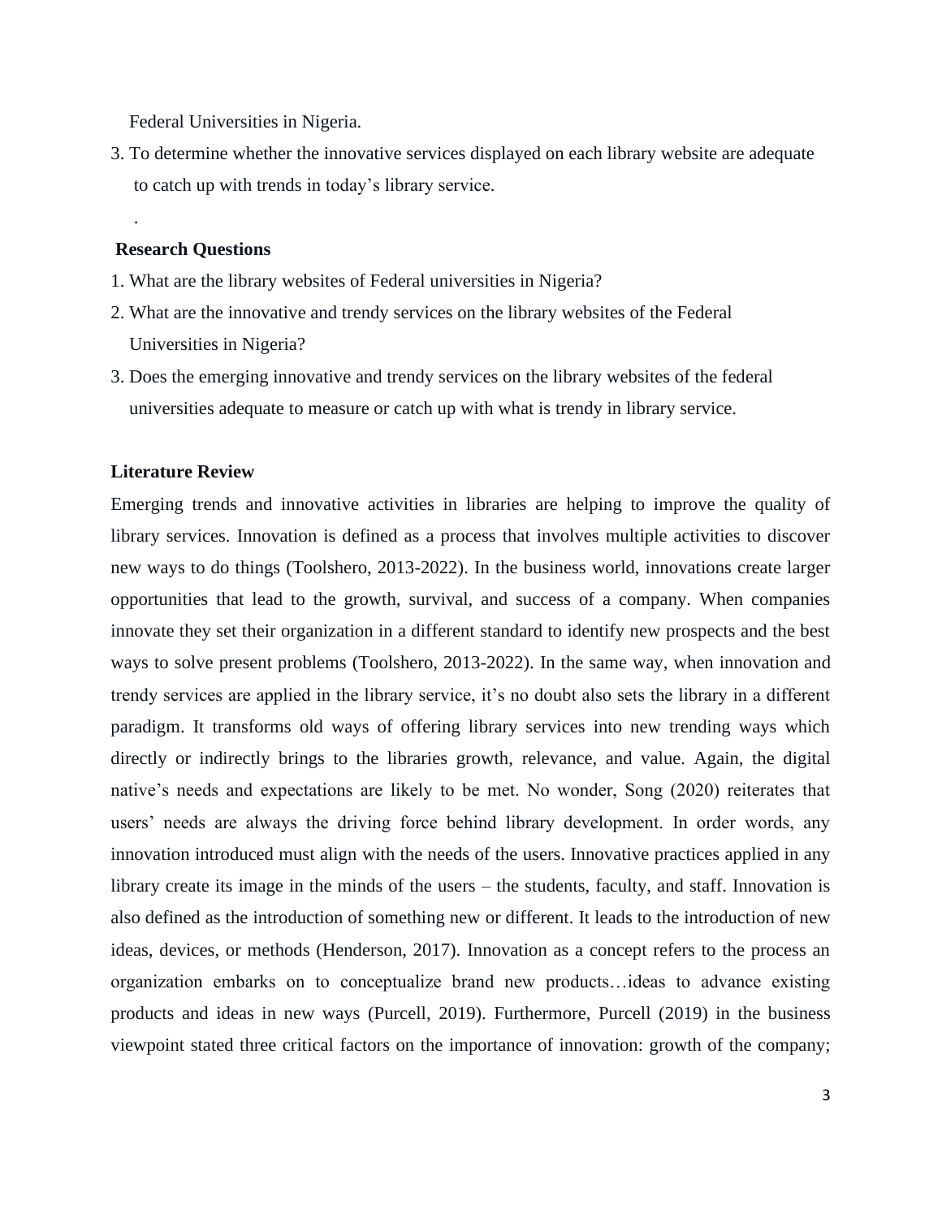Federal Universities in Nigeria.

3. To determine whether the innovative services displayed on each library website are adequate to catch up with trends in today's library service.

.

**Research Questions**

1. What are the library websites of Federal universities in Nigeria?
2. What are the innovative and trendy services on the library websites of the Federal Universities in Nigeria?
3. Does the emerging innovative and trendy services on the library websites of the federal universities adequate to measure or catch up with what is trendy in library service.

**Literature Review**

Emerging trends and innovative activities in libraries are helping to improve the quality of library services. Innovation is defined as a process that involves multiple activities to discover new ways to do things (Toolshero, 2013-2022). In the business world, innovations create larger opportunities that lead to the growth, survival, and success of a company. When companies innovate they set their organization in a different standard to identify new prospects and the best ways to solve present problems (Toolshero, 2013-2022). In the same way, when innovation and trendy services are applied in the library service, it's no doubt also sets the library in a different paradigm. It transforms old ways of offering library services into new trending ways which directly or indirectly brings to the libraries growth, relevance, and value. Again, the digital native's needs and expectations are likely to be met. No wonder, Song (2020) reiterates that users' needs are always the driving force behind library development. In order words, any innovation introduced must align with the needs of the users. Innovative practices applied in any library create its image in the minds of the users – the students, faculty, and staff. Innovation is also defined as the introduction of something new or different. It leads to the introduction of new ideas, devices, or methods (Henderson, 2017). Innovation as a concept refers to the process an organization embarks on to conceptualize brand new products…ideas to advance existing products and ideas in new ways (Purcell, 2019). Furthermore, Purcell (2019) in the business viewpoint stated three critical factors on the importance of innovation: growth of the company;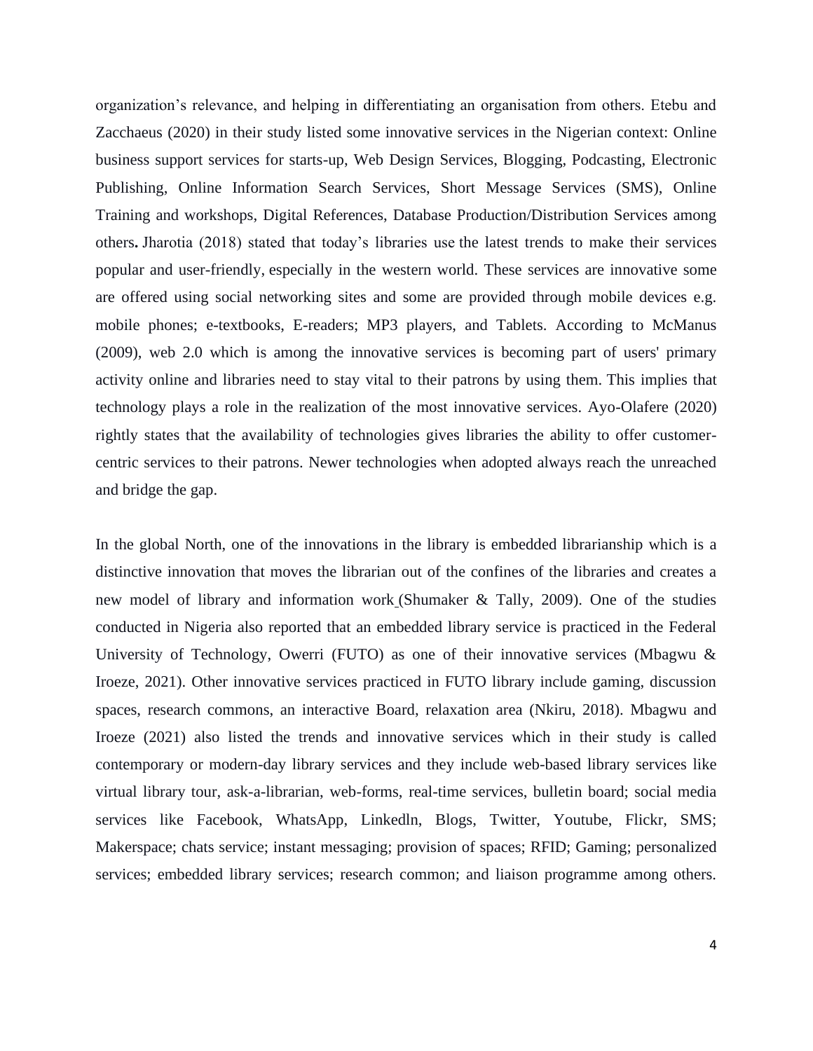organization's relevance, and helping in differentiating an organisation from others. Etebu and Zacchaeus (2020) in their study listed some innovative services in the Nigerian context: Online business support services for starts-up, Web Design Services, Blogging, Podcasting, Electronic Publishing, Online Information Search Services, Short Message Services (SMS), Online Training and workshops, Digital References, Database Production/Distribution Services among others. Jharotia (2018) stated that today's libraries use the latest trends to make their services popular and user-friendly, especially in the western world. These services are innovative some are offered using social networking sites and some are provided through mobile devices e.g. mobile phones; e-textbooks, E-readers; MP3 players, and Tablets. According to McManus (2009), web 2.0 which is among the innovative services is becoming part of users' primary activity online and libraries need to stay vital to their patrons by using them. This implies that technology plays a role in the realization of the most innovative services. Ayo-Olafere (2020) rightly states that the availability of technologies gives libraries the ability to offer customer-centric services to their patrons. Newer technologies when adopted always reach the unreached and bridge the gap.

In the global North, one of the innovations in the library is embedded librarianship which is a distinctive innovation that moves the librarian out of the confines of the libraries and creates a new model of library and information work (Shumaker & Tally, 2009). One of the studies conducted in Nigeria also reported that an embedded library service is practiced in the Federal University of Technology, Owerri (FUTO) as one of their innovative services (Mbagwu & Iroeze, 2021). Other innovative services practiced in FUTO library include gaming, discussion spaces, research commons, an interactive Board, relaxation area (Nkiru, 2018). Mbagwu and Iroeze (2021) also listed the trends and innovative services which in their study is called contemporary or modern-day library services and they include web-based library services like virtual library tour, ask-a-librarian, web-forms, real-time services, bulletin board; social media services like Facebook, WhatsApp, Linkedln, Blogs, Twitter, Youtube, Flickr, SMS; Makerspace; chats service; instant messaging; provision of spaces; RFID; Gaming; personalized services; embedded library services; research common; and liaison programme among others.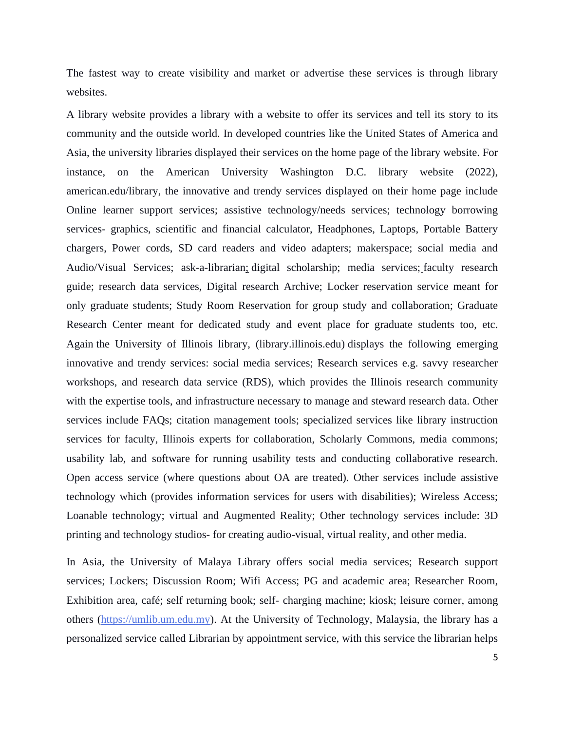The fastest way to create visibility and market or advertise these services is through library websites.

A library website provides a library with a website to offer its services and tell its story to its community and the outside world. In developed countries like the United States of America and Asia, the university libraries displayed their services on the home page of the library website. For instance, on the American University Washington D.C. library website (2022), american.edu/library, the innovative and trendy services displayed on their home page include Online learner support services; assistive technology/needs services; technology borrowing services- graphics, scientific and financial calculator, Headphones, Laptops, Portable Battery chargers, Power cords, SD card readers and video adapters; makerspace; social media and Audio/Visual Services; ask-a-librarian; digital scholarship; media services; faculty research guide; research data services, Digital research Archive; Locker reservation service meant for only graduate students; Study Room Reservation for group study and collaboration; Graduate Research Center meant for dedicated study and event place for graduate students too, etc. Again the University of Illinois library, (library.illinois.edu) displays the following emerging innovative and trendy services: social media services; Research services e.g. savvy researcher workshops, and research data service (RDS), which provides the Illinois research community with the expertise tools, and infrastructure necessary to manage and steward research data. Other services include FAQs; citation management tools; specialized services like library instruction services for faculty, Illinois experts for collaboration, Scholarly Commons, media commons; usability lab, and software for running usability tests and conducting collaborative research. Open access service (where questions about OA are treated). Other services include assistive technology which (provides information services for users with disabilities); Wireless Access; Loanable technology; virtual and Augmented Reality; Other technology services include: 3D printing and technology studios- for creating audio-visual, virtual reality, and other media.

In Asia, the University of Malaya Library offers social media services; Research support services; Lockers; Discussion Room; Wifi Access; PG and academic area; Researcher Room, Exhibition area, café; self returning book; self- charging machine; kiosk; leisure corner, among others (https://umlib.um.edu.my). At the University of Technology, Malaysia, the library has a personalized service called Librarian by appointment service, with this service the librarian helps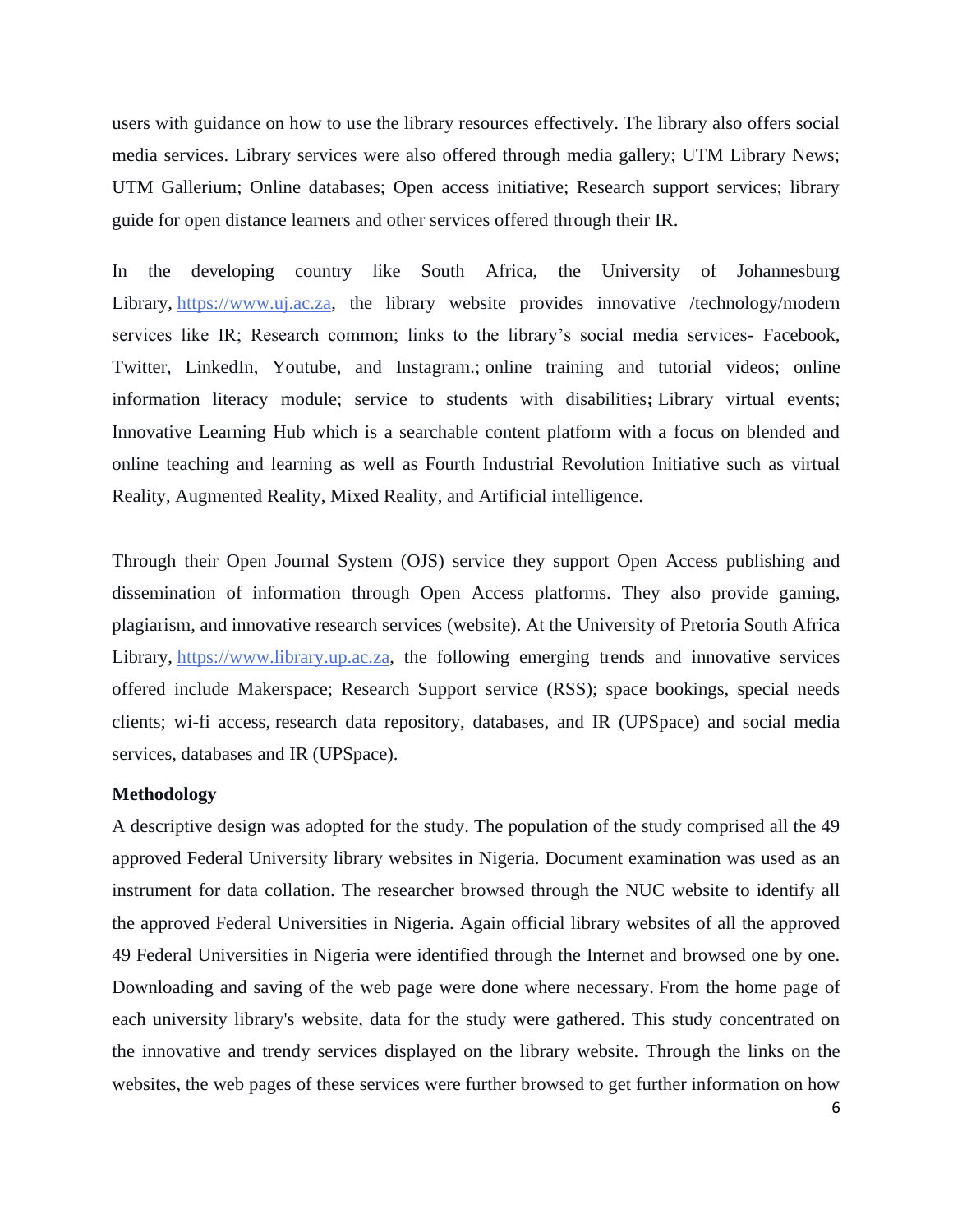users with guidance on how to use the library resources effectively. The library also offers social media services. Library services were also offered through media gallery; UTM Library News; UTM Gallerium; Online databases; Open access initiative; Research support services; library guide for open distance learners and other services offered through their IR.

In the developing country like South Africa, the University of Johannesburg Library, https://www.uj.ac.za, the library website provides innovative /technology/modern services like IR; Research common; links to the library's social media services- Facebook, Twitter, LinkedIn, Youtube, and Instagram.; online training and tutorial videos; online information literacy module; service to students with disabilities**;** Library virtual events; Innovative Learning Hub which is a searchable content platform with a focus on blended and online teaching and learning as well as Fourth Industrial Revolution Initiative such as virtual Reality, Augmented Reality, Mixed Reality, and Artificial intelligence.

Through their Open Journal System (OJS) service they support Open Access publishing and dissemination of information through Open Access platforms. They also provide gaming, plagiarism, and innovative research services (website). At the University of Pretoria South Africa Library, https://www.library.up.ac.za, the following emerging trends and innovative services offered include Makerspace; Research Support service (RSS); space bookings, special needs clients; wi-fi access, research data repository, databases, and IR (UPSpace) and social media services, databases and IR (UPSpace).

**Methodology**

A descriptive design was adopted for the study. The population of the study comprised all the 49 approved Federal University library websites in Nigeria. Document examination was used as an instrument for data collation. The researcher browsed through the NUC website to identify all the approved Federal Universities in Nigeria. Again official library websites of all the approved 49 Federal Universities in Nigeria were identified through the Internet and browsed one by one. Downloading and saving of the web page were done where necessary. From the home page of each university library's website, data for the study were gathered. This study concentrated on the innovative and trendy services displayed on the library website. Through the links on the websites, the web pages of these services were further browsed to get further information on how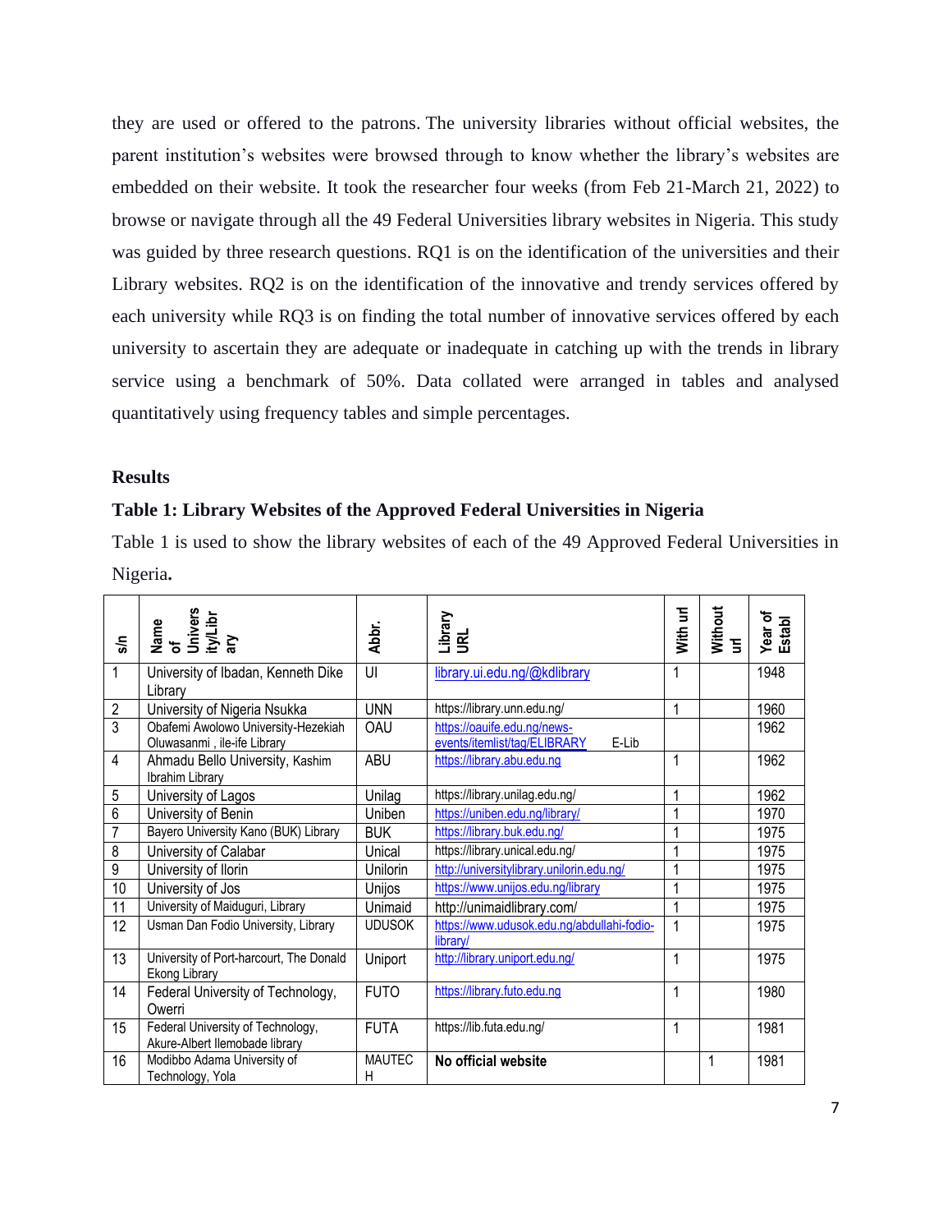they are used or offered to the patrons. The university libraries without official websites, the parent institution's websites were browsed through to know whether the library's websites are embedded on their website. It took the researcher four weeks (from Feb 21-March 21, 2022) to browse or navigate through all the 49 Federal Universities library websites in Nigeria. This study was guided by three research questions. RQ1 is on the identification of the universities and their Library websites. RQ2 is on the identification of the innovative and trendy services offered by each university while RQ3 is on finding the total number of innovative services offered by each university to ascertain they are adequate or inadequate in catching up with the trends in library service using a benchmark of 50%. Data collated were arranged in tables and analysed quantitatively using frequency tables and simple percentages.

## Results

### Table 1: Library Websites of the Approved Federal Universities in Nigeria

Table 1 is used to show the library websites of each of the 49 Approved Federal Universities in Nigeria**.**

| s/n | Name of University/Library | Abbr. | Library URL | With url | Without url | Year of Establ |
|---|---|---|---|---|---|---|
| 1 | University of Ibadan, Kenneth Dike Library | UI | library.ui.edu.ng/@kdlibrary | 1 | | 1948 |
| 2 | University of Nigeria Nsukka | UNN | https://library.unn.edu.ng/ | 1 | | 1960 |
| 3 | Obafemi Awolowo University-Hezekiah Oluwasanmi , ile-ife Library | OAU | https://oauife.edu.ng/news-events/itemlist/tag/ELIBRARY E-Lib | | | 1962 |
| 4 | Ahmadu Bello University, Kashim Ibrahim Library | ABU | https://library.abu.edu.ng | 1 | | 1962 |
| 5 | University of Lagos | Unilag | https://library.unilag.edu.ng/ | 1 | | 1962 |
| 6 | University of Benin | Uniben | https://uniben.edu.ng/library/ | 1 | | 1970 |
| 7 | Bayero University Kano (BUK) Library | BUK | https://library.buk.edu.ng/ | 1 | | 1975 |
| 8 | University of Calabar | Unical | https://library.unical.edu.ng/ | 1 | | 1975 |
| 9 | University of Ilorin | Unilorin | http://universitylibrary.unilorin.edu.ng/ | 1 | | 1975 |
| 10 | University of Jos | Unijos | https://www.unijos.edu.ng/library | 1 | | 1975 |
| 11 | University of Maiduguri, Library | Unimaid | http://unimaidlibrary.com/ | 1 | | 1975 |
| 12 | Usman Dan Fodio University, Library | UDUSOK | https://www.udusok.edu.ng/abdullahi-fodio-library/ | 1 | | 1975 |
| 13 | University of Port-harcourt, The Donald Ekong Library | Uniport | http://library.uniport.edu.ng/ | 1 | | 1975 |
| 14 | Federal University of Technology, Owerri | FUTO | https://library.futo.edu.ng | 1 | | 1980 |
| 15 | Federal University of Technology, Akure-Albert Ilemobade library | FUTA | https://lib.futa.edu.ng/ | 1 | | 1981 |
| 16 | Modibbo Adama University of Technology, Yola | MAUTECH | **No official website** | | 1 | 1981 |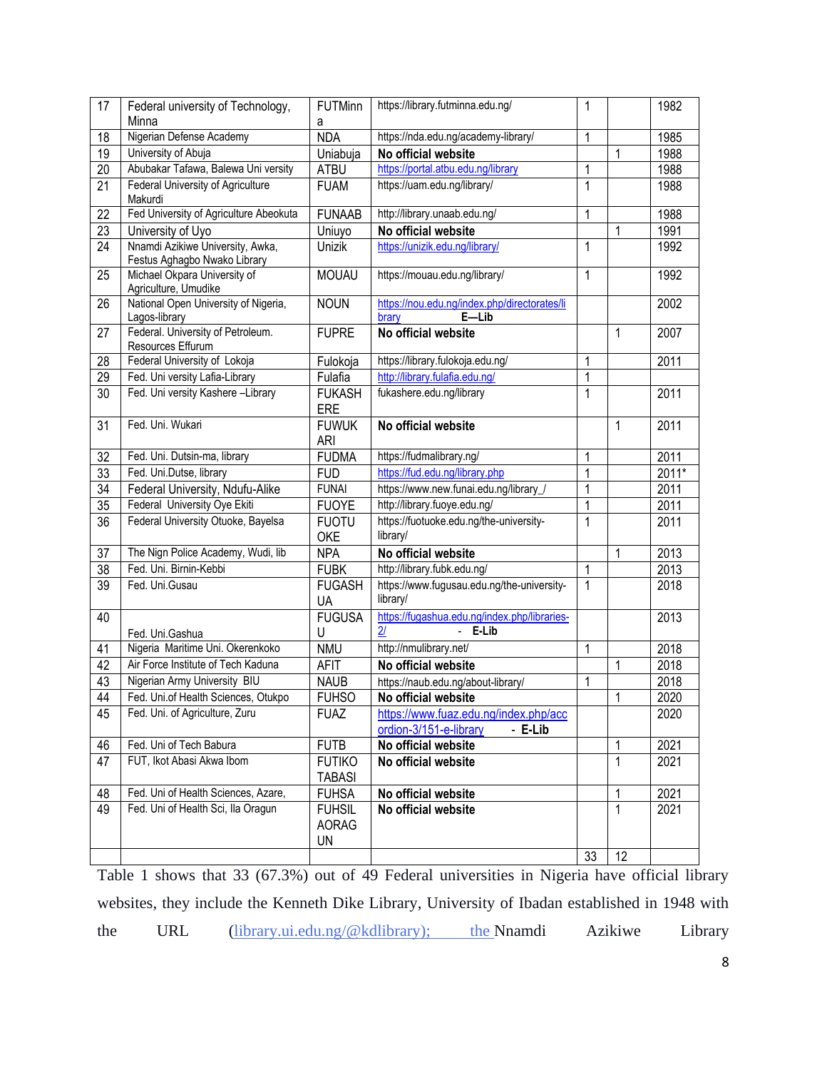| 17 | Federal university of Technology, Minna | FUTMinna | https://library.futminna.edu.ng/ | 1 | | 1982 |
|---|---|---|---|---|---|---|
| 18 | Nigerian Defense Academy | NDA | https://nda.edu.ng/academy-library/ | 1 | | 1985 |
| 19 | University of Abuja | Uniabuja | **No official website** | | 1 | 1988 |
| 20 | Abubakar Tafawa, Balewa Uni versity | ATBU | https://portal.atbu.edu.ng/library | 1 | | 1988 |
| 21 | Federal University of Agriculture Makurdi | FUAM | https://uam.edu.ng/library/ | 1 | | 1988 |
| 22 | Fed University of Agriculture Abeokuta | FUNAAB | http://library.unaab.edu.ng/ | 1 | | 1988 |
| 23 | University of Uyo | Uniuyo | **No official website** | | 1 | 1991 |
| 24 | Nnamdi Azikiwe University, Awka, Festus Aghagbo Nwako Library | Unizik | https://unizik.edu.ng/library/ | 1 | | 1992 |
| 25 | Michael Okpara University of Agriculture, Umudike | MOUAU | https://mouau.edu.ng/library/ | 1 | | 1992 |
| 26 | National Open University of Nigeria, Lagos-library | NOUN | https://nou.edu.ng/index.php/directorates/library **E—Lib** | | | 2002 |
| 27 | Federal. University of Petroleum. Resources Effurum | FUPRE | **No official website** | | 1 | 2007 |
| 28 | Federal University of Lokoja | Fulokoja | https://library.fulokoja.edu.ng/ | 1 | | 2011 |
| 29 | Fed. Uni versity Lafia-Library | Fulafia | http://library.fulafia.edu.ng/ | 1 | | |
| 30 | Fed. Uni versity Kashere –Library | FUKASHERE | fukashere.edu.ng/library | 1 | | 2011 |
| 31 | Fed. Uni. Wukari | FUWUKARI | **No official website** | | 1 | 2011 |
| 32 | Fed. Uni. Dutsin-ma, library | FUDMA | https://fudmalibrary.ng/ | 1 | | 2011 |
| 33 | Fed. Uni.Dutse, library | FUD | https://fud.edu.ng/library.php | 1 | | 2011* |
| 34 | Federal University, Ndufu-Alike | FUNAI | https://www.new.funai.edu.ng/library_/ | 1 | | 2011 |
| 35 | Federal University Oye Ekiti | FUOYE | http://library.fuoye.edu.ng/ | 1 | | 2011 |
| 36 | Federal University Otuoke, Bayelsa | FUOTUOKE | https://fuotuoke.edu.ng/the-university-library/ | 1 | | 2011 |
| 37 | The Nign Police Academy, Wudi, lib | NPA | **No official website** | | 1 | 2013 |
| 38 | Fed. Uni. Birnin-Kebbi | FUBK | http://library.fubk.edu.ng/ | 1 | | 2013 |
| 39 | Fed. Uni.Gusau | FUGASHUA | https://www.fugusau.edu.ng/the-university-library/ | 1 | | 2018 |
| 40 | Fed. Uni.Gashua | FUGUSAU | https://fugashua.edu.ng/index.php/libraries-2/ - **E-Lib** | | | 2013 |
| 41 | Nigeria Maritime Uni. Okerenkoko | NMU | http://nmulibrary.net/ | 1 | | 2018 |
| 42 | Air Force Institute of Tech Kaduna | AFIT | **No official website** | | 1 | 2018 |
| 43 | Nigerian Army University BIU | NAUB | https://naub.edu.ng/about-library/ | 1 | | 2018 |
| 44 | Fed. Uni.of Health Sciences, Otukpo | FUHSO | **No official website** | | 1 | 2020 |
| 45 | Fed. Uni. of Agriculture, Zuru | FUAZ | https://www.fuaz.edu.ng/index.php/accordion-3/151-e-library - **E-Lib** | | | 2020 |
| 46 | Fed. Uni of Tech Babura | FUTB | **No official website** | | 1 | 2021 |
| 47 | FUT, Ikot Abasi Akwa Ibom | FUTIKOTABASI | **No official website** | | 1 | 2021 |
| 48 | Fed. Uni of Health Sciences, Azare, | FUHSA | **No official website** | | 1 | 2021 |
| 49 | Fed. Uni of Health Sci, Ila Oragun | FUHSILAORAGUN | **No official website** | | 1 | 2021 |
| | | | | 33 | 12 | |

Table 1 shows that 33 (67.3%) out of 49 Federal universities in Nigeria have official library websites, they include the Kenneth Dike Library, University of Ibadan established in 1948 with the URL (library.ui.edu.ng/@kdlibrary); the Nnamdi Azikiwe Library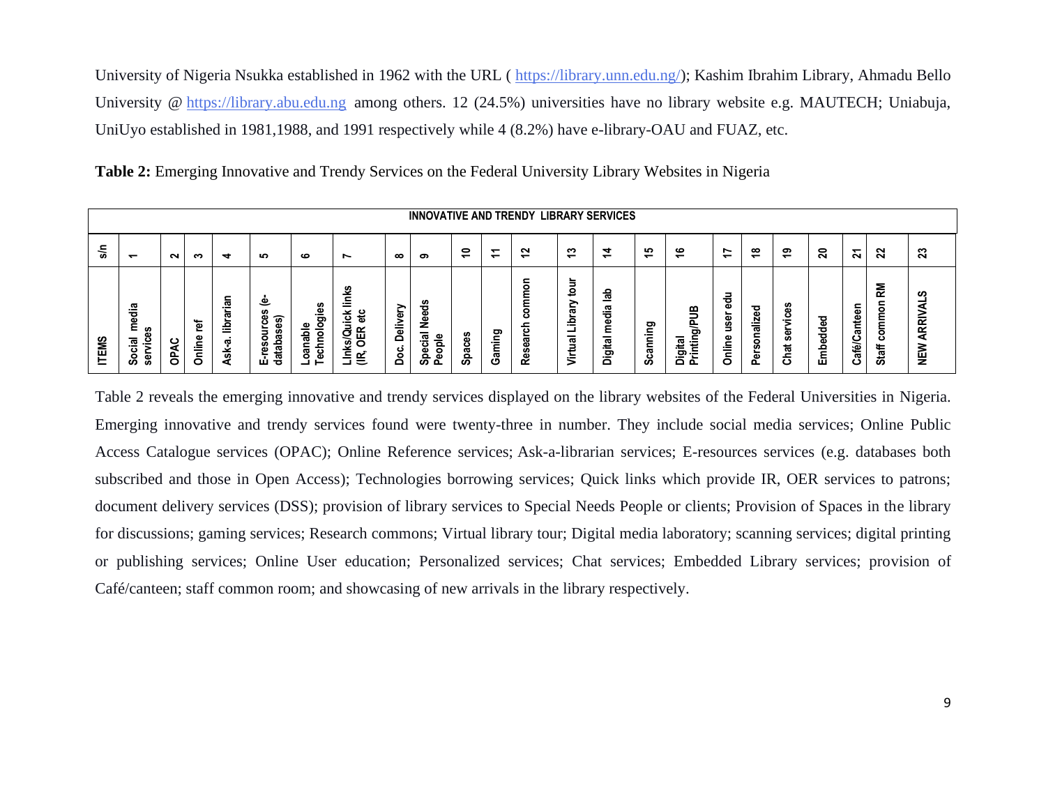University of Nigeria Nsukka established in 1962 with the URL ( https://library.unn.edu.ng/); Kashim Ibrahim Library, Ahmadu Bello University @ https://library.abu.edu.ng among others. 12 (24.5%) universities have no library website e.g. MAUTECH; Uniabuja, UniUyo established in 1981,1988, and 1991 respectively while 4 (8.2%) have e-library-OAU and FUAZ, etc.

**Table 2:** Emerging Innovative and Trendy Services on the Federal University Library Websites in Nigeria

| INNOVATIVE AND TRENDY LIBRARY SERVICES | | | | | | | | | | | | | | | | | | | | | | | |
|---|---|---|---|---|---|---|---|---|---|---|---|---|---|---|---|---|---|---|---|---|---|---|---|
| s/n | 1 | 2 | 3 | 4 | 5 | 6 | 7 | 8 | 9 | 10 | 11 | 12 | 13 | 14 | 15 | 16 | 17 | 18 | 19 | 20 | 21 | 22 | 23 |
| ITEMS | Social media services | OPAC | Online ref | Ask-a. librarian | E-resources (e-databases) | Loanable Technologies | LInks/Quick links (IR, OER etc | Doc. Delivery | Special Needs People | Spaces | Gaming | Research common | Virtual Library tour | Digital media lab | Scanning | Digital Printing/PUB | Online user edu | Personalized | Chat services | Embedded | Café/Canteen | Staff common RM | NEW ARRIVALS |

Table 2 reveals the emerging innovative and trendy services displayed on the library websites of the Federal Universities in Nigeria. Emerging innovative and trendy services found were twenty-three in number. They include social media services; Online Public Access Catalogue services (OPAC); Online Reference services; Ask-a-librarian services; E-resources services (e.g. databases both subscribed and those in Open Access); Technologies borrowing services; Quick links which provide IR, OER services to patrons; document delivery services (DSS); provision of library services to Special Needs People or clients; Provision of Spaces in the library for discussions; gaming services; Research commons; Virtual library tour; Digital media laboratory; scanning services; digital printing or publishing services; Online User education; Personalized services; Chat services; Embedded Library services; provision of Café/canteen; staff common room; and showcasing of new arrivals in the library respectively.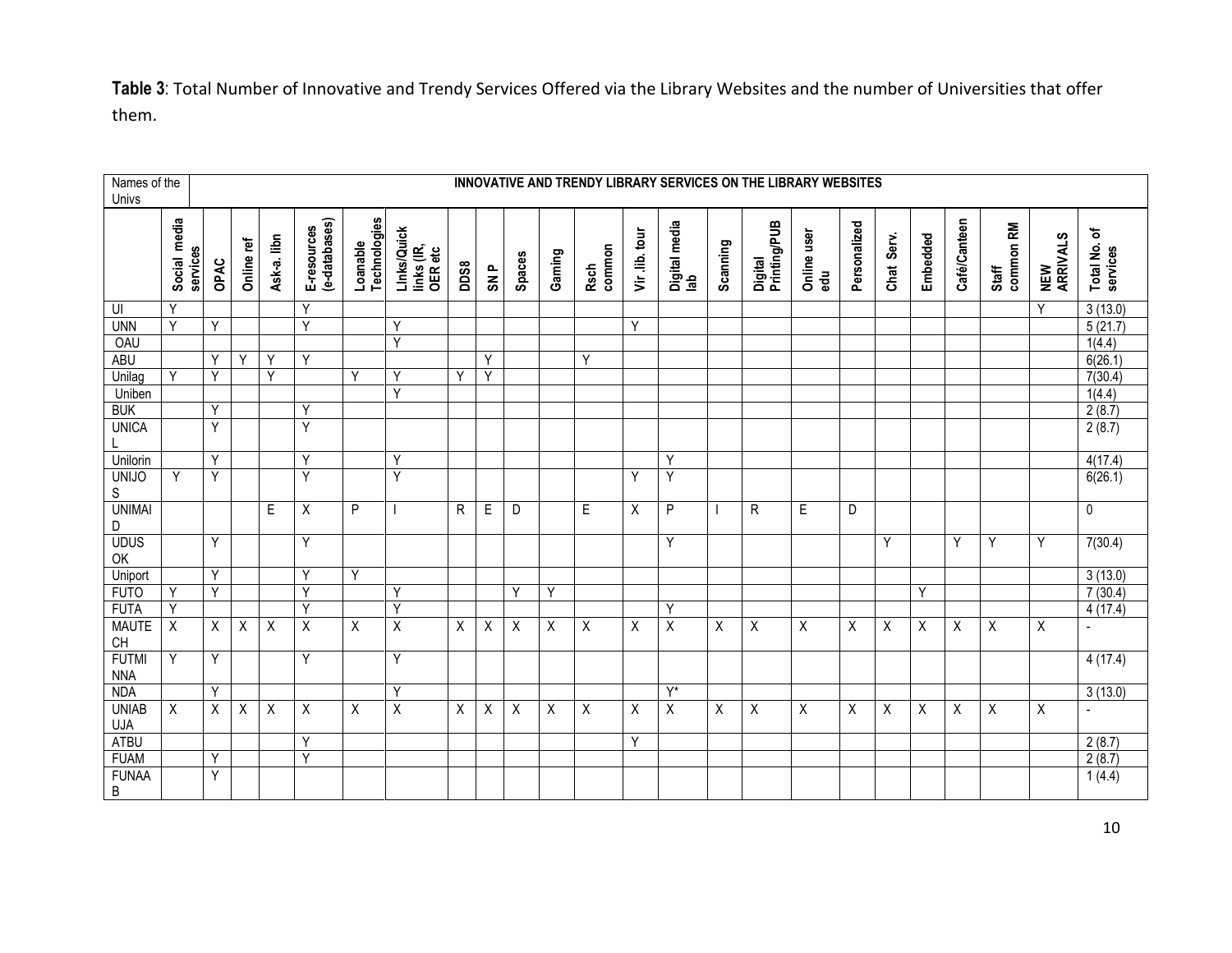**Table 3**: Total Number of Innovative and Trendy Services Offered via the Library Websites and the number of Universities that offer them.

| Names of the Univs | INNOVATIVE AND TRENDY LIBRARY SERVICES ON THE LIBRARY WEBSITES | | | | | | | | | | | | | | | | | | | | | | | | |
|---|---|---|---|---|---|---|---|---|---|---|---|---|---|---|---|---|---|---|---|---|---|---|---|---|---|
| | Social media services | OPAC | Online ref | Ask-a. libn | E-resources (e-databases) | Loanable Technologies | LInks/Quick links (IR, OER etc | DDS8 | SN P | Spaces | Gaming | Rsch common | Vir. lib. tour | Digital media lab | Scanning | Digital Printing/PUB | Online user edu | Personalized | Chat Serv. | Embedded | Café/Canteen | Staff common RM | NEW ARRIVALS | Total No. of services |
| UI | Y | | | | Y | | | | | | | | | | | | | | | | | | Y | 3 (13.0) |
| UNN | Y | Y | | | Y | | Y | | | | | | Y | | | | | | | | | | | 5 (21.7) |
| OAU | | | | | | | Y | | | | | | | | | | | | | | | | | 1(4.4) |
| ABU | | Y | Y | Y | Y | | | | Y | | | Y | | | | | | | | | | | | 6(26.1) |
| Unilag | Y | Y | | Y | | Y | Y | Y | Y | | | | | | | | | | | | | | | 7(30.4) |
| Uniben | | | | | | | Y | | | | | | | | | | | | | | | | | 1(4.4) |
| BUK | | Y | | | Y | | | | | | | | | | | | | | | | | | | 2 (8.7) |
| UNICAL | | Y | | | Y | | | | | | | | | | | | | | | | | | | 2 (8.7) |
| Unilorin | | Y | | | Y | | Y | | | | | | | Y | | | | | | | | | | 4(17.4) |
| UNIJOS | Y | Y | | | Y | | Y | | | | | | Y | Y | | | | | | | | | | 6(26.1) |
| UNIMAID | | | | E | X | P | I | R | E | D | | E | X | P | I | R | E | D | | | | | | 0 |
| UDUSOK | | Y | | | Y | | | | | | | | | Y | | | | | Y | | Y | Y | Y | 7(30.4) |
| Uniport | | Y | | | Y | Y | | | | | | | | | | | | | | | | | | 3 (13.0) |
| FUTO | Y | Y | | | Y | | Y | | | Y | Y | | | | | | | | | Y | | | | 7 (30.4) |
| FUTA | Y | | | | Y | | Y | | | | | | | Y | | | | | | | | | | 4 (17.4) |
| MAUTECH | X | X | X | X | X | X | X | X | X | X | X | X | X | X | X | X | X | X | X | X | X | X | X | - |
| FUTMINNA | Y | Y | | | Y | | Y | | | | | | | | | | | | | | | | | 4 (17.4) |
| NDA | | Y | | | | | Y | | | | | | | Y* | | | | | | | | | | 3 (13.0) |
| UNIABUJA | X | X | X | X | X | X | X | X | X | X | X | X | X | X | X | X | X | X | X | X | X | X | X | - |
| ATBU | | | | | Y | | | | | | | | Y | | | | | | | | | | | 2 (8.7) |
| FUAM | | Y | | | Y | | | | | | | | | | | | | | | | | | | 2 (8.7) |
| FUNAAB | | Y | | | | | | | | | | | | | | | | | | | | | | 1 (4.4) |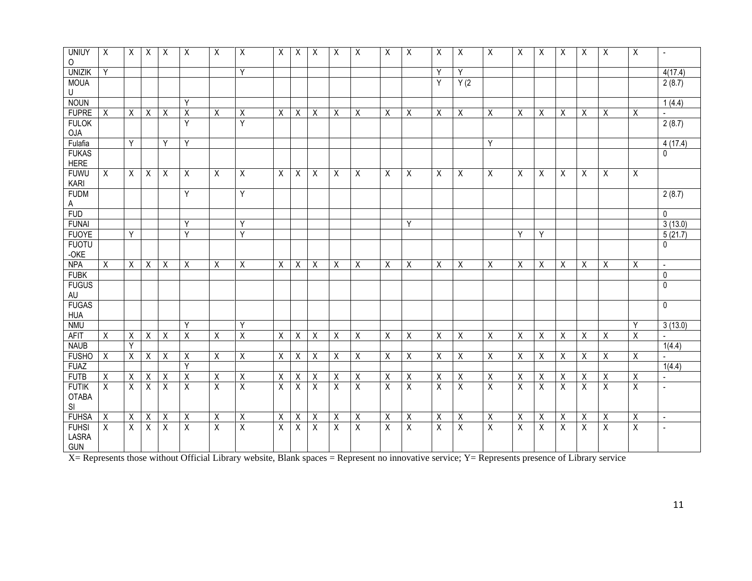| | | | | | | | | | | | | | | | | | | | | | | | | |
|---|---|---|---|---|---|---|---|---|---|---|---|---|---|---|---|---|---|---|---|---|---|---|---|---|
| UNIUYO | X | X | X | X | X | X | X | X | X | X | X | X | X | X | X | X | X | X | X | X | X | X | X | - |
| UNIZIK | Y | | | | | | Y | | | | | | | | Y | Y | | | | | | | | 4(17.4) |
| MOUAU | | | | | | | | | | | | | | | Y | Y (2 | | | | | | | | 2 (8.7) |
| NOUN | | | | | Y | | | | | | | | | | | | | | | | | | | 1 (4.4) |
| FUPRE | X | X | X | X | X | X | X | X | X | X | X | X | X | X | X | X | X | X | X | X | X | X | X | - |
| FULOKOJA | | | | | Y | | Y | | | | | | | | | | | | | | | | | 2 (8.7) |
| Fulafia | | Y | | Y | Y | | | | | | | | | | | | Y | | | | | | | 4 (17.4) |
| FUKASHERE | | | | | | | | | | | | | | | | | | | | | | | | 0 |
| FUWUKARI | X | X | X | X | X | X | X | X | X | X | X | X | X | X | X | X | X | X | X | X | X | X | X | |
| FUDMA | | | | | Y | | Y | | | | | | | | | | | | | | | | | 2 (8.7) |
| FUD | | | | | | | | | | | | | | | | | | | | | | | | 0 |
| FUNAI | | | | | Y | | Y | | | | | | | Y | | | | | | | | | | 3 (13.0) |
| FUOYE | | Y | | | Y | | Y | | | | | | | | | | | Y | Y | | | | | 5 (21.7) |
| FUOTU-OKE | | | | | | | | | | | | | | | | | | | | | | | | 0 |
| NPA | X | X | X | X | X | X | X | X | X | X | X | X | X | X | X | X | X | X | X | X | X | X | X | - |
| FUBK | | | | | | | | | | | | | | | | | | | | | | | | 0 |
| FUGUSAU | | | | | | | | | | | | | | | | | | | | | | | | 0 |
| FUGASHUA | | | | | | | | | | | | | | | | | | | | | | | | 0 |
| NMU | | | | | Y | | Y | | | | | | | | | | | | | | | | Y | 3 (13.0) |
| AFIT | X | X | X | X | X | X | X | X | X | X | X | X | X | X | X | X | X | X | X | X | X | X | X | - |
| NAUB | | Y | | | | | | | | | | | | | | | | | | | | | | 1(4.4) |
| FUSHO | X | X | X | X | X | X | X | X | X | X | X | X | X | X | X | X | X | X | X | X | X | X | X | - |
| FUAZ | | | | | Y | | | | | | | | | | | | | | | | | | | 1(4.4) |
| FUTB | X | X | X | X | X | X | X | X | X | X | X | X | X | X | X | X | X | X | X | X | X | X | X | - |
| FUTIKOTABASI | X | X | X | X | X | X | X | X | X | X | X | X | X | X | X | X | X | X | X | X | X | X | X | - |
| FUHSA | X | X | X | X | X | X | X | X | X | X | X | X | X | X | X | X | X | X | X | X | X | X | X | - |
| FUHSILASRAGUN | X | X | X | X | X | X | X | X | X | X | X | X | X | X | X | X | X | X | X | X | X | X | X | - |

X= Represents those without Official Library website, Blank spaces = Represent no innovative service; Y= Represents presence of Library service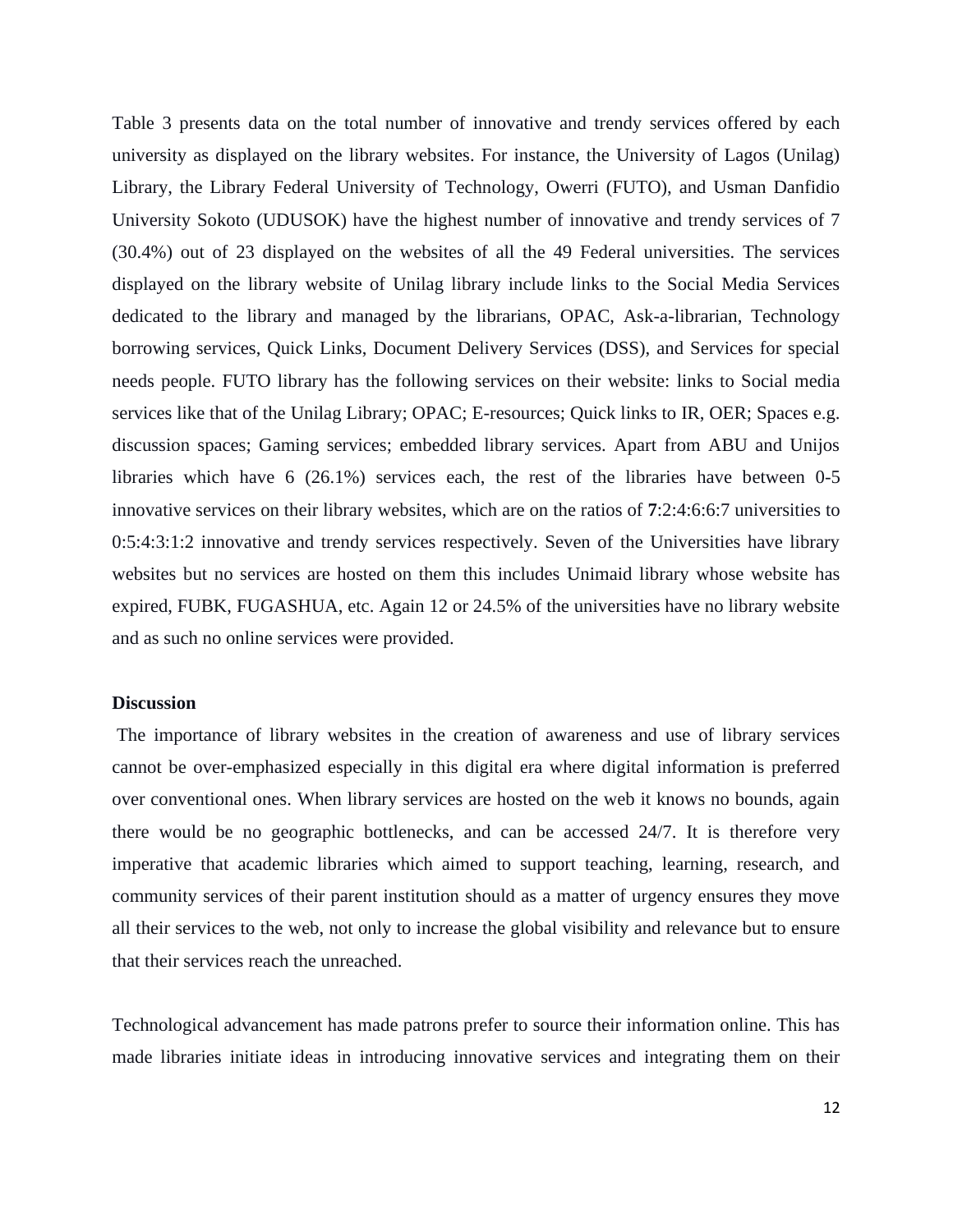Table 3 presents data on the total number of innovative and trendy services offered by each university as displayed on the library websites. For instance, the University of Lagos (Unilag) Library, the Library Federal University of Technology, Owerri (FUTO), and Usman Danfidio University Sokoto (UDUSOK) have the highest number of innovative and trendy services of 7 (30.4%) out of 23 displayed on the websites of all the 49 Federal universities. The services displayed on the library website of Unilag library include links to the Social Media Services dedicated to the library and managed by the librarians, OPAC, Ask-a-librarian, Technology borrowing services, Quick Links, Document Delivery Services (DSS), and Services for special needs people. FUTO library has the following services on their website: links to Social media services like that of the Unilag Library; OPAC; E-resources; Quick links to IR, OER; Spaces e.g. discussion spaces; Gaming services; embedded library services. Apart from ABU and Unijos libraries which have 6 (26.1%) services each, the rest of the libraries have between 0-5 innovative services on their library websites, which are on the ratios of **7**:2:4:6:6:7 universities to 0:5:4:3:1:2 innovative and trendy services respectively. Seven of the Universities have library websites but no services are hosted on them this includes Unimaid library whose website has expired, FUBK, FUGASHUA, etc. Again 12 or 24.5% of the universities have no library website and as such no online services were provided.

**Discussion**

The importance of library websites in the creation of awareness and use of library services cannot be over-emphasized especially in this digital era where digital information is preferred over conventional ones. When library services are hosted on the web it knows no bounds, again there would be no geographic bottlenecks, and can be accessed 24/7. It is therefore very imperative that academic libraries which aimed to support teaching, learning, research, and community services of their parent institution should as a matter of urgency ensures they move all their services to the web, not only to increase the global visibility and relevance but to ensure that their services reach the unreached.

Technological advancement has made patrons prefer to source their information online. This has made libraries initiate ideas in introducing innovative services and integrating them on their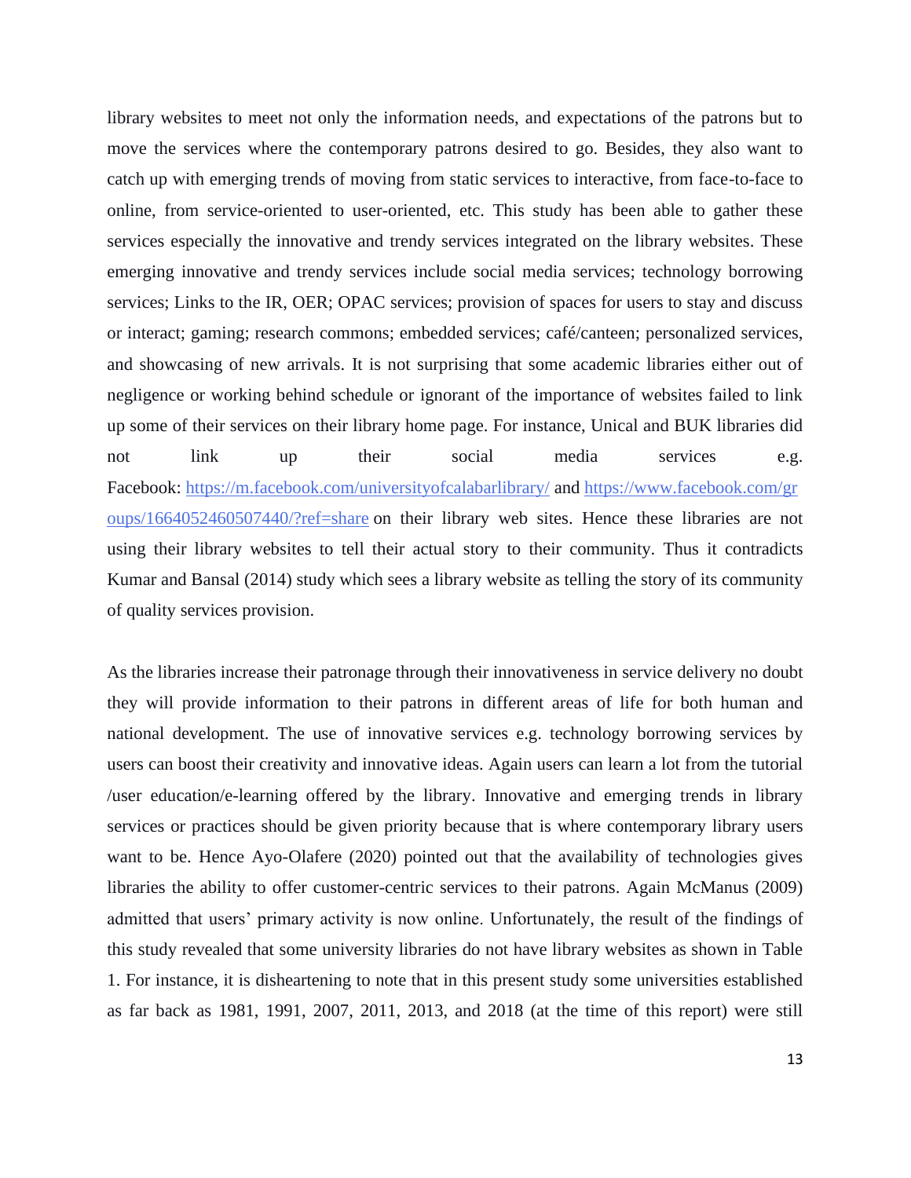library websites to meet not only the information needs, and expectations of the patrons but to move the services where the contemporary patrons desired to go. Besides, they also want to catch up with emerging trends of moving from static services to interactive, from face-to-face to online, from service-oriented to user-oriented, etc. This study has been able to gather these services especially the innovative and trendy services integrated on the library websites. These emerging innovative and trendy services include social media services; technology borrowing services; Links to the IR, OER; OPAC services; provision of spaces for users to stay and discuss or interact; gaming; research commons; embedded services; café/canteen; personalized services, and showcasing of new arrivals. It is not surprising that some academic libraries either out of negligence or working behind schedule or ignorant of the importance of websites failed to link up some of their services on their library home page. For instance, Unical and BUK libraries did not link up their social media services e.g. Facebook: https://m.facebook.com/universityofcalabarlibrary/ and https://www.facebook.com/groups/1664052460507440/?ref=share on their library web sites. Hence these libraries are not using their library websites to tell their actual story to their community. Thus it contradicts Kumar and Bansal (2014) study which sees a library website as telling the story of its community of quality services provision.

As the libraries increase their patronage through their innovativeness in service delivery no doubt they will provide information to their patrons in different areas of life for both human and national development. The use of innovative services e.g. technology borrowing services by users can boost their creativity and innovative ideas. Again users can learn a lot from the tutorial /user education/e-learning offered by the library. Innovative and emerging trends in library services or practices should be given priority because that is where contemporary library users want to be. Hence Ayo-Olafere (2020) pointed out that the availability of technologies gives libraries the ability to offer customer-centric services to their patrons. Again McManus (2009) admitted that users' primary activity is now online. Unfortunately, the result of the findings of this study revealed that some university libraries do not have library websites as shown in Table 1. For instance, it is disheartening to note that in this present study some universities established as far back as 1981, 1991, 2007, 2011, 2013, and 2018 (at the time of this report) were still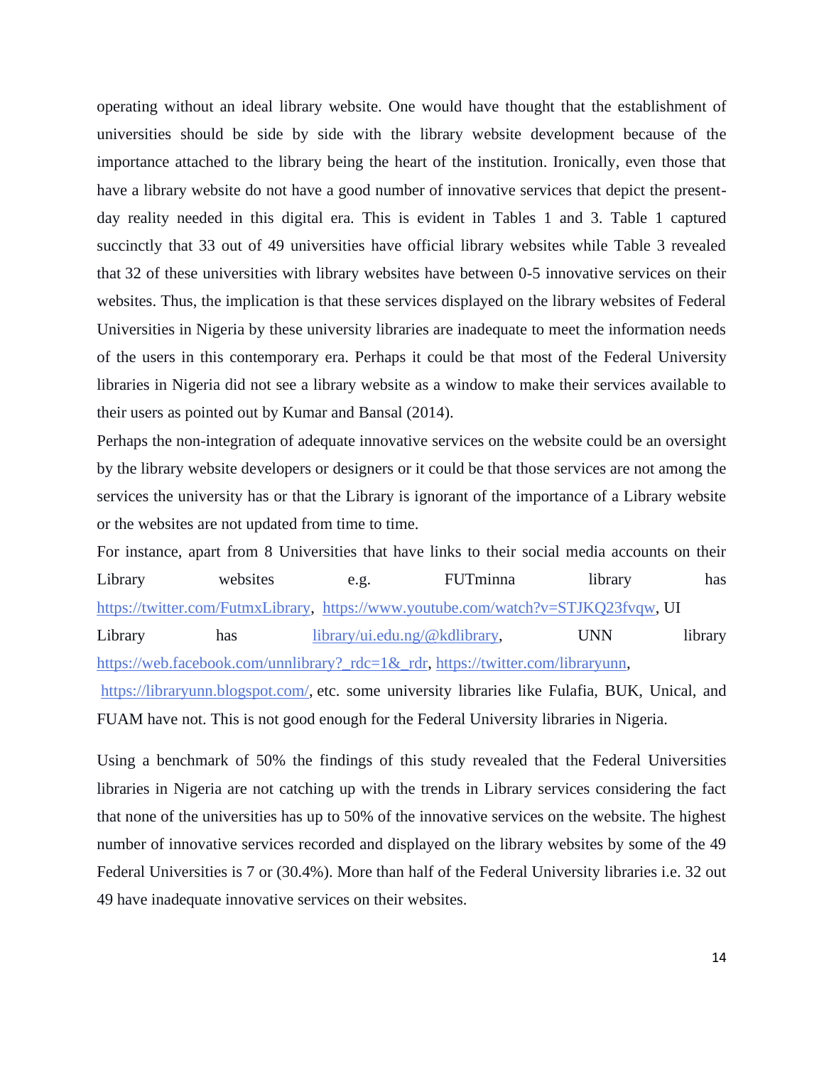operating without an ideal library website. One would have thought that the establishment of universities should be side by side with the library website development because of the importance attached to the library being the heart of the institution. Ironically, even those that have a library website do not have a good number of innovative services that depict the present-day reality needed in this digital era. This is evident in Tables 1 and 3. Table 1 captured succinctly that 33 out of 49 universities have official library websites while Table 3 revealed that 32 of these universities with library websites have between 0-5 innovative services on their websites. Thus, the implication is that these services displayed on the library websites of Federal Universities in Nigeria by these university libraries are inadequate to meet the information needs of the users in this contemporary era. Perhaps it could be that most of the Federal University libraries in Nigeria did not see a library website as a window to make their services available to their users as pointed out by Kumar and Bansal (2014).

Perhaps the non-integration of adequate innovative services on the website could be an oversight by the library website developers or designers or it could be that those services are not among the services the university has or that the Library is ignorant of the importance of a Library website or the websites are not updated from time to time.

For instance, apart from 8 Universities that have links to their social media accounts on their Library websites e.g. FUTminna library has https://twitter.com/FutmxLibrary, https://www.youtube.com/watch?v=STJKQ23fvqw, UI Library has library/ui.edu.ng/@kdlibrary, UNN library https://web.facebook.com/unnlibrary?_rdc=1&_rdr, https://twitter.com/libraryunn, https://libraryunn.blogspot.com/, etc. some university libraries like Fulafia, BUK, Unical, and FUAM have not. This is not good enough for the Federal University libraries in Nigeria.

Using a benchmark of 50% the findings of this study revealed that the Federal Universities libraries in Nigeria are not catching up with the trends in Library services considering the fact that none of the universities has up to 50% of the innovative services on the website. The highest number of innovative services recorded and displayed on the library websites by some of the 49 Federal Universities is 7 or (30.4%). More than half of the Federal University libraries i.e. 32 out 49 have inadequate innovative services on their websites.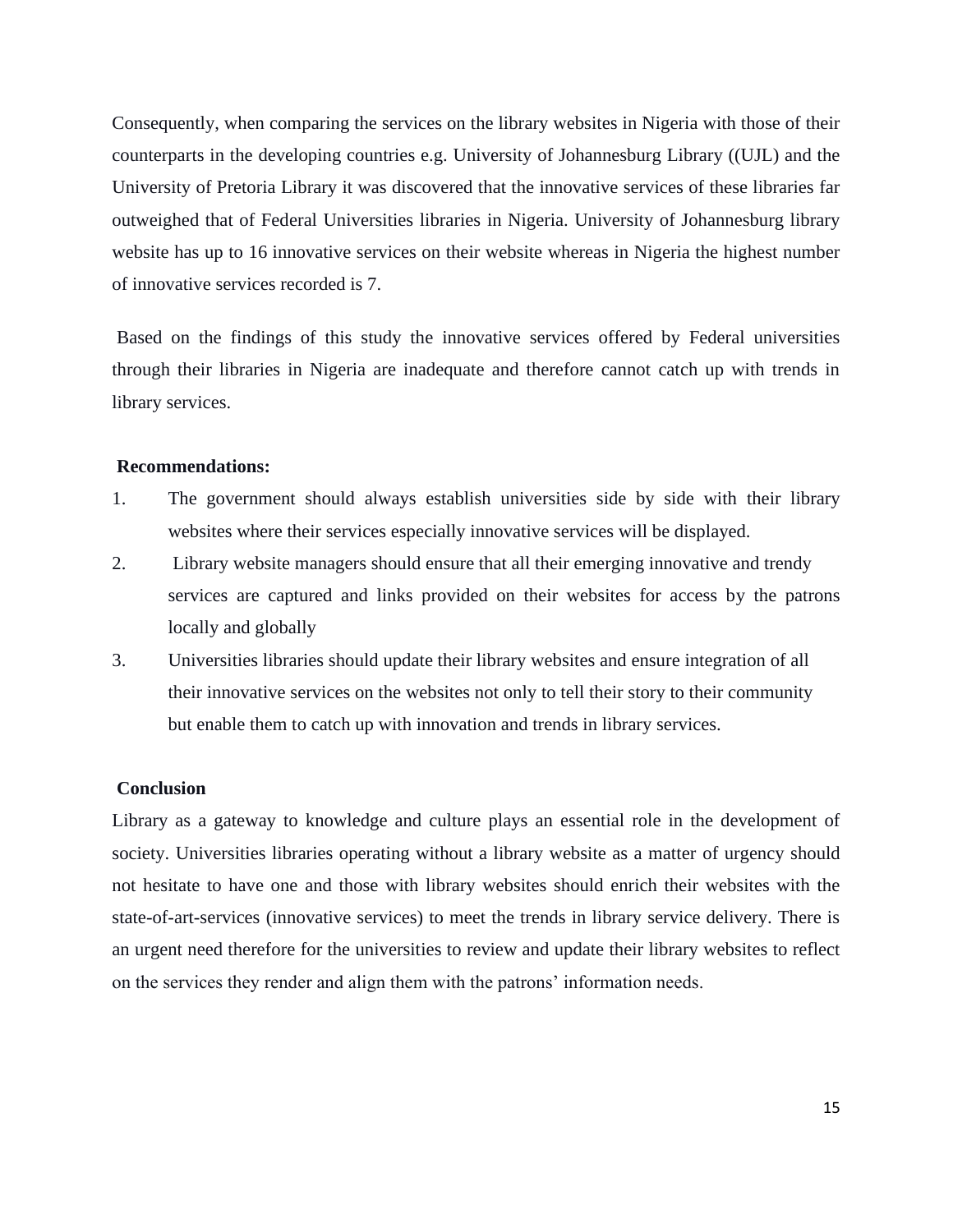Consequently, when comparing the services on the library websites in Nigeria with those of their counterparts in the developing countries e.g. University of Johannesburg Library ((UJL) and the University of Pretoria Library it was discovered that the innovative services of these libraries far outweighed that of Federal Universities libraries in Nigeria. University of Johannesburg library website has up to 16 innovative services on their website whereas in Nigeria the highest number of innovative services recorded is 7.

Based on the findings of this study the innovative services offered by Federal universities through their libraries in Nigeria are inadequate and therefore cannot catch up with trends in library services.

**Recommendations:**

1. The government should always establish universities side by side with their library websites where their services especially innovative services will be displayed.
2. Library website managers should ensure that all their emerging innovative and trendy services are captured and links provided on their websites for access by the patrons locally and globally
3. Universities libraries should update their library websites and ensure integration of all their innovative services on the websites not only to tell their story to their community but enable them to catch up with innovation and trends in library services.

**Conclusion**

Library as a gateway to knowledge and culture plays an essential role in the development of society. Universities libraries operating without a library website as a matter of urgency should not hesitate to have one and those with library websites should enrich their websites with the state-of-art-services (innovative services) to meet the trends in library service delivery. There is an urgent need therefore for the universities to review and update their library websites to reflect on the services they render and align them with the patrons' information needs.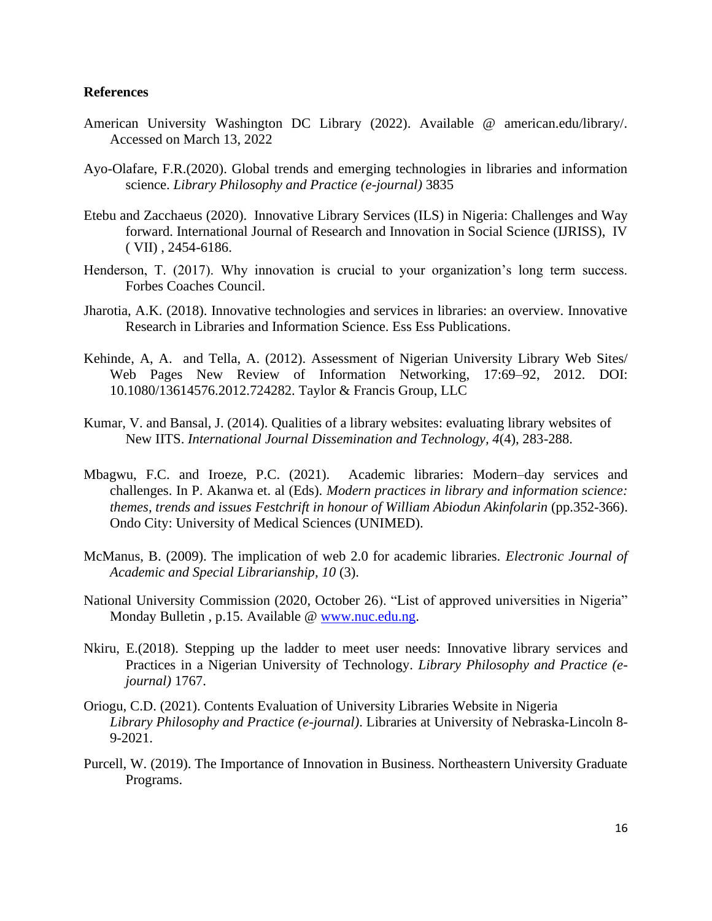**References**

American University Washington DC Library (2022). Available @ american.edu/library/. Accessed on March 13, 2022

Ayo-Olafare, F.R.(2020). Global trends and emerging technologies in libraries and information science. *Library Philosophy and Practice (e-journal)* 3835

Etebu and Zacchaeus (2020). Innovative Library Services (ILS) in Nigeria: Challenges and Way forward. International Journal of Research and Innovation in Social Science (IJRISS), IV ( VII) , 2454-6186.

Henderson, T. (2017). Why innovation is crucial to your organization's long term success. Forbes Coaches Council.

Jharotia, A.K. (2018). Innovative technologies and services in libraries: an overview. Innovative Research in Libraries and Information Science. Ess Ess Publications.

Kehinde, A, A. and Tella, A. (2012). Assessment of Nigerian University Library Web Sites/ Web Pages New Review of Information Networking, 17:69–92, 2012. DOI: 10.1080/13614576.2012.724282. Taylor & Francis Group, LLC

Kumar, V. and Bansal, J. (2014). Qualities of a library websites: evaluating library websites of New IITS. *International Journal Dissemination and Technology, 4*(4), 283-288.

Mbagwu, F.C. and Iroeze, P.C. (2021). Academic libraries: Modern–day services and challenges. In P. Akanwa et. al (Eds). *Modern practices in library and information science: themes, trends and issues Festchrift in honour of William Abiodun Akinfolarin* (pp.352-366). Ondo City: University of Medical Sciences (UNIMED).

McManus, B. (2009). The implication of web 2.0 for academic libraries. *Electronic Journal of Academic and Special Librarianship, 10* (3).

National University Commission (2020, October 26). "List of approved universities in Nigeria" Monday Bulletin , p.15. Available @ www.nuc.edu.ng.

Nkiru, E.(2018). Stepping up the ladder to meet user needs: Innovative library services and Practices in a Nigerian University of Technology. *Library Philosophy and Practice (e-journal)* 1767.

Oriogu, C.D. (2021). Contents Evaluation of University Libraries Website in Nigeria *Library Philosophy and Practice (e-journal)*. Libraries at University of Nebraska-Lincoln 8-9-2021.

Purcell, W. (2019). The Importance of Innovation in Business. Northeastern University Graduate Programs.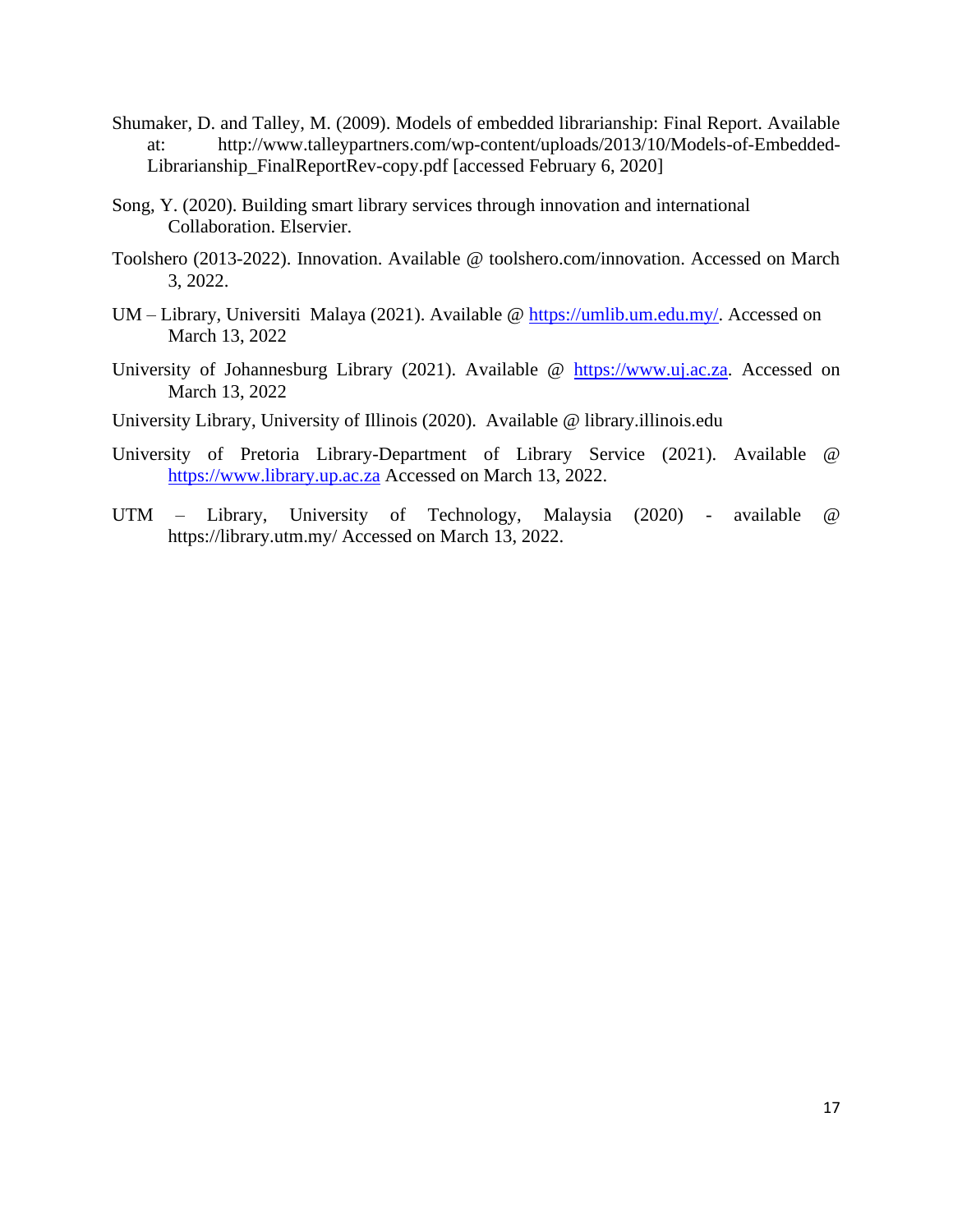Shumaker, D. and Talley, M. (2009). Models of embedded librarianship: Final Report. Available at: http://www.talleypartners.com/wp-content/uploads/2013/10/Models-of-Embedded-Librarianship_FinalReportRev-copy.pdf [accessed February 6, 2020]

Song, Y. (2020). Building smart library services through innovation and international Collaboration. Elservier.

Toolshero (2013-2022). Innovation. Available @ toolshero.com/innovation. Accessed on March 3, 2022.

UM – Library, Universiti Malaya (2021). Available @ https://umlib.um.edu.my/. Accessed on March 13, 2022

University of Johannesburg Library (2021). Available @ https://www.uj.ac.za. Accessed on March 13, 2022

University Library, University of Illinois (2020). Available @ library.illinois.edu

University of Pretoria Library-Department of Library Service (2021). Available @ https://www.library.up.ac.za Accessed on March 13, 2022.

UTM – Library, University of Technology, Malaysia (2020) - available @ https://library.utm.my/ Accessed on March 13, 2022.